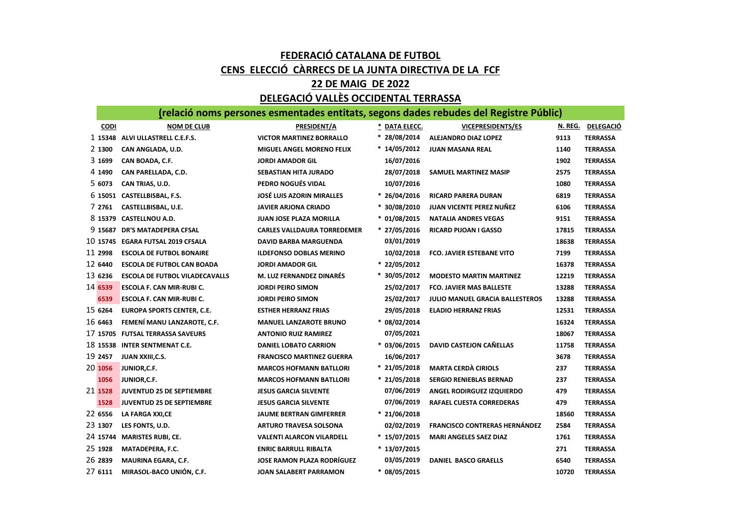# FEDERACIÓ CATALANA DE FUTBOL

## CENS ELECCIÓ CÀRRECS DE LA JUNTA DIRECTIVA DE LA FCF

## 22 DE MAIG DE 2022

## DELEGACIÓ VALLÈS OCCIDENTAL TERRASSA

**(relació noms persones esmentades entitats, segons dades rebudes del Registre Públic)**

| | CODI | NOM DE CLUB | PRESIDENT/A | * | DATA ELECC. | VICEPRESIDENTS/ES | N. REG. | DELEGACIÓ |
|---|---|---|---|---|---|---|---|---|
| 1 | 15348 | ALVI ULLASTRELL C.E.F.S. | VICTOR MARTINEZ BORRALLO | * | 28/08/2014 | ALEJANDRO DIAZ LOPEZ | 9113 | TERRASSA |
| 2 | 1300 | CAN ANGLADA, U.D. | MIGUEL ANGEL MORENO FELIX | * | 14/05/2012 | JUAN MASANA REAL | 1140 | TERRASSA |
| 3 | 1699 | CAN BOADA, C.F. | JORDI AMADOR GIL | | 16/07/2016 | | 1902 | TERRASSA |
| 4 | 1490 | CAN PARELLADA, C.D. | SEBASTIAN HITA JURADO | | 28/07/2018 | SAMUEL MARTINEZ MASIP | 2575 | TERRASSA |
| 5 | 6073 | CAN TRIAS, U.D. | PEDRO NOGUÉS VIDAL | | 10/07/2016 | | 1080 | TERRASSA |
| 6 | 15051 | CASTELLBISBAL, F.S. | JOSÉ LUIS AZORIN MIRALLES | * | 26/04/2016 | RICARD PARERA DURAN | 6819 | TERRASSA |
| 7 | 2761 | CASTELLBISBAL, U.E. | JAVIER ARJONA CRIADO | * | 30/08/2010 | JUAN VICENTE PEREZ NUÑEZ | 6106 | TERRASSA |
| 8 | 15379 | CASTELLNOU A.D. | JUAN JOSE PLAZA MORILLA | * | 01/08/2015 | NATALIA ANDRES VEGAS | 9151 | TERRASSA |
| 9 | 15687 | DR'S MATADEPERA CFSAL | CARLES VALLDAURA TORREDEMER | * | 27/05/2016 | RICARD PIJOAN I GASSO | 17815 | TERRASSA |
| 10 | 15745 | EGARA FUTSAL 2019 CFSALA | DAVID BARBA MARGUENDA | | 03/01/2019 | | 18638 | TERRASSA |
| 11 | 2998 | ESCOLA DE FUTBOL BONAIRE | ILDEFONSO DOBLAS MERINO | | 10/02/2018 | FCO. JAVIER ESTEBANE VITO | 7199 | TERRASSA |
| 12 | 6440 | ESCOLA DE FUTBOL CAN BOADA | JORDI AMADOR GIL | * | 22/05/2012 | | 16378 | TERRASSA |
| 13 | 6236 | ESCOLA DE FUTBOL VILADECAVALLS | M. LUZ FERNANDEZ DINARÉS | * | 30/05/2012 | MODESTO MARTIN MARTINEZ | 12219 | TERRASSA |
| 14 | 6539 | ESCOLA F. CAN MIR-RUBI C. | JORDI PEIRO SIMON | | 25/02/2017 | FCO. JAVIER MAS BALLESTE | 13288 | TERRASSA |
| | 6539 | ESCOLA F. CAN MIR-RUBI C. | JORDI PEIRO SIMON | | 25/02/2017 | JULIO MANUEL GRACIA BALLESTEROS | 13288 | TERRASSA |
| 15 | 6264 | EUROPA SPORTS CENTER, C.E. | ESTHER HERRANZ FRIAS | | 29/05/2018 | ELADIO HERRANZ FRIAS | 12531 | TERRASSA |
| 16 | 6463 | FEMENÍ MANU LANZAROTE, C.F. | MANUEL LANZAROTE BRUNO | * | 08/02/2014 | | 16324 | TERRASSA |
| 17 | 15705 | FUTSAL TERRASSA SAVEURS | ANTONIO RUIZ RAMIREZ | | 07/05/2021 | | 18067 | TERRASSA |
| 18 | 15538 | INTER SENTMENAT C.E. | DANIEL LOBATO CARRION | * | 03/06/2015 | DAVID CASTEJON CAÑELLAS | 11758 | TERRASSA |
| 19 | 2457 | JUAN XXIII,C.S. | FRANCISCO MARTINEZ GUERRA | | 16/06/2017 | | 3678 | TERRASSA |
| 20 | 1056 | JUNIOR,C.F. | MARCOS HOFMANN BATLLORI | * | 21/05/2018 | MARTA CERDÀ CIRIOLS | 237 | TERRASSA |
| | 1056 | JUNIOR,C.F. | MARCOS HOFMANN BATLLORI | * | 21/05/2018 | SERGIO RENIEBLAS BERNAD | 237 | TERRASSA |
| 21 | 1528 | JUVENTUD 25 DE SEPTIEMBRE | JESUS GARCIA SILVENTE | | 07/06/2019 | ANGEL RODIRGUEZ IZQUIERDO | 479 | TERRASSA |
| | 1528 | JUVENTUD 25 DE SEPTIEMBRE | JESUS GARCIA SILVENTE | | 07/06/2019 | RAFAEL CUESTA CORREDERAS | 479 | TERRASSA |
| 22 | 6556 | LA FARGA XXI,CE | JAUME BERTRAN GIMFERRER | * | 21/06/2018 | | 18560 | TERRASSA |
| 23 | 1307 | LES FONTS, U.D. | ARTURO TRAVESA SOLSONA | | 02/02/2019 | FRANCISCO CONTRERAS HERNÁNDEZ | 2584 | TERRASSA |
| 24 | 15744 | MARISTES RUBI, CE. | VALENTI ALARCON VILARDELL | * | 15/07/2015 | MARI ANGELES SAEZ DIAZ | 1761 | TERRASSA |
| 25 | 1928 | MATADEPERA, F.C. | ENRIC BARRULL RIBALTA | * | 13/07/2015 | | 271 | TERRASSA |
| 26 | 2839 | MAURINA EGARA, C.F. | JOSE RAMON PLAZA RODRÍGUEZ | | 03/05/2019 | DANIEL BASCO GRAELLS | 6540 | TERRASSA |
| 27 | 6111 | MIRASOL-BACO UNIÓN, C.F. | JOAN SALABERT PARRAMON | * | 08/05/2015 | | 10720 | TERRASSA |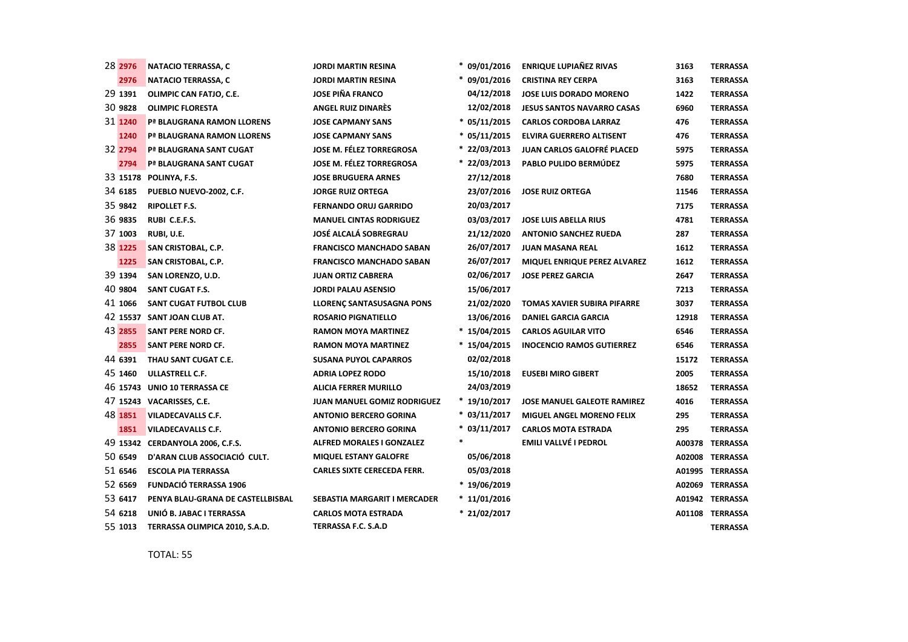| | | | | | | | | |
|---|---|---|---|---|---|---|---|---|
| 28 | 2976 | NATACIO TERRASSA, C | JORDI MARTIN RESINA | * | 09/01/2016 | ENRIQUE LUPIAÑEZ RIVAS | 3163 | TERRASSA |
| | 2976 | NATACIO TERRASSA, C | JORDI MARTIN RESINA | * | 09/01/2016 | CRISTINA REY CERPA | 3163 | TERRASSA |
| 29 | 1391 | OLIMPIC CAN FATJO, C.E. | JOSE PIÑA FRANCO | | 04/12/2018 | JOSE LUIS DORADO MORENO | 1422 | TERRASSA |
| 30 | 9828 | OLIMPIC FLORESTA | ANGEL RUIZ DINARÈS | | 12/02/2018 | JESUS SANTOS NAVARRO CASAS | 6960 | TERRASSA |
| 31 | 1240 | Pª BLAUGRANA RAMON LLORENS | JOSE CAPMANY SANS | * | 05/11/2015 | CARLOS CORDOBA LARRAZ | 476 | TERRASSA |
| | 1240 | Pª BLAUGRANA RAMON LLORENS | JOSE CAPMANY SANS | * | 05/11/2015 | ELVIRA GUERRERO ALTISENT | 476 | TERRASSA |
| 32 | 2794 | Pª BLAUGRANA SANT CUGAT | JOSE M. FÉLEZ TORREGROSA | * | 22/03/2013 | JUAN CARLOS GALOFRÉ PLACED | 5975 | TERRASSA |
| | 2794 | Pª BLAUGRANA SANT CUGAT | JOSE M. FÉLEZ TORREGROSA | * | 22/03/2013 | PABLO PULIDO BERMÚDEZ | 5975 | TERRASSA |
| 33 | 15178 | POLINYA, F.S. | JOSE BRUGUERA ARNES | | 27/12/2018 | | 7680 | TERRASSA |
| 34 | 6185 | PUEBLO NUEVO-2002, C.F. | JORGE RUIZ ORTEGA | | 23/07/2016 | JOSE RUIZ ORTEGA | 11546 | TERRASSA |
| 35 | 9842 | RIPOLLET F.S. | FERNANDO ORUJ GARRIDO | | 20/03/2017 | | 7175 | TERRASSA |
| 36 | 9835 | RUBI C.E.F.S. | MANUEL CINTAS RODRIGUEZ | | 03/03/2017 | JOSE LUIS ABELLA RIUS | 4781 | TERRASSA |
| 37 | 1003 | RUBI, U.E. | JOSÉ ALCALÁ SOBREGRAU | | 21/12/2020 | ANTONIO SANCHEZ RUEDA | 287 | TERRASSA |
| 38 | 1225 | SAN CRISTOBAL, C.P. | FRANCISCO MANCHADO SABAN | | 26/07/2017 | JUAN MASANA REAL | 1612 | TERRASSA |
| | 1225 | SAN CRISTOBAL, C.P. | FRANCISCO MANCHADO SABAN | | 26/07/2017 | MIQUEL ENRIQUE PEREZ ALVAREZ | 1612 | TERRASSA |
| 39 | 1394 | SAN LORENZO, U.D. | JUAN ORTIZ CABRERA | | 02/06/2017 | JOSE PEREZ GARCIA | 2647 | TERRASSA |
| 40 | 9804 | SANT CUGAT F.S. | JORDI PALAU ASENSIO | | 15/06/2017 | | 7213 | TERRASSA |
| 41 | 1066 | SANT CUGAT FUTBOL CLUB | LLORENÇ SANTASUSAGNA PONS | | 21/02/2020 | TOMAS XAVIER SUBIRA PIFARRE | 3037 | TERRASSA |
| 42 | 15537 | SANT JOAN CLUB AT. | ROSARIO PIGNATIELLO | | 13/06/2016 | DANIEL GARCIA GARCIA | 12918 | TERRASSA |
| 43 | 2855 | SANT PERE NORD CF. | RAMON MOYA MARTINEZ | * | 15/04/2015 | CARLOS AGUILAR VITO | 6546 | TERRASSA |
| | 2855 | SANT PERE NORD CF. | RAMON MOYA MARTINEZ | * | 15/04/2015 | INOCENCIO RAMOS GUTIERREZ | 6546 | TERRASSA |
| 44 | 6391 | THAU SANT CUGAT C.E. | SUSANA PUYOL CAPARROS | | 02/02/2018 | | 15172 | TERRASSA |
| 45 | 1460 | ULLASTRELL C.F. | ADRIA LOPEZ RODO | | 15/10/2018 | EUSEBI MIRO GIBERT | 2005 | TERRASSA |
| 46 | 15743 | UNIO 10 TERRASSA CE | ALICIA FERRER MURILLO | | 24/03/2019 | | 18652 | TERRASSA |
| 47 | 15243 | VACARISSES, C.E. | JUAN MANUEL GOMIZ RODRIGUEZ | * | 19/10/2017 | JOSE MANUEL GALEOTE RAMIREZ | 4016 | TERRASSA |
| 48 | 1851 | VILADECAVALLS C.F. | ANTONIO BERCERO GORINA | * | 03/11/2017 | MIGUEL ANGEL MORENO FELIX | 295 | TERRASSA |
| | 1851 | VILADECAVALLS C.F. | ANTONIO BERCERO GORINA | * | 03/11/2017 | CARLOS MOTA ESTRADA | 295 | TERRASSA |
| 49 | 15342 | CERDANYOLA 2006, C.F.S. | ALFRED MORALES I GONZALEZ | * | | EMILI VALLVÉ I PEDROL | A00378 | TERRASSA |
| 50 | 6549 | D'ARAN CLUB ASSOCIACIÓ CULT. | MIQUEL ESTANY GALOFRE | | 05/06/2018 | | A02008 | TERRASSA |
| 51 | 6546 | ESCOLA PIA TERRASSA | CARLES SIXTE CERECEDA FERR. | | 05/03/2018 | | A01995 | TERRASSA |
| 52 | 6569 | FUNDACIÓ TERRASSA 1906 | | * | 19/06/2019 | | A02069 | TERRASSA |
| 53 | 6417 | PENYA BLAU-GRANA DE CASTELLBISBAL | SEBASTIA MARGARIT I MERCADER | * | 11/01/2016 | | A01942 | TERRASSA |
| 54 | 6218 | UNIÓ B. JABAC I TERRASSA | CARLOS MOTA ESTRADA | * | 21/02/2017 | | A01108 | TERRASSA |
| 55 | 1013 | TERRASSA OLIMPICA 2010, S.A.D. | TERRASSA F.C. S.A.D | | | | | TERRASSA |

TOTAL: 55